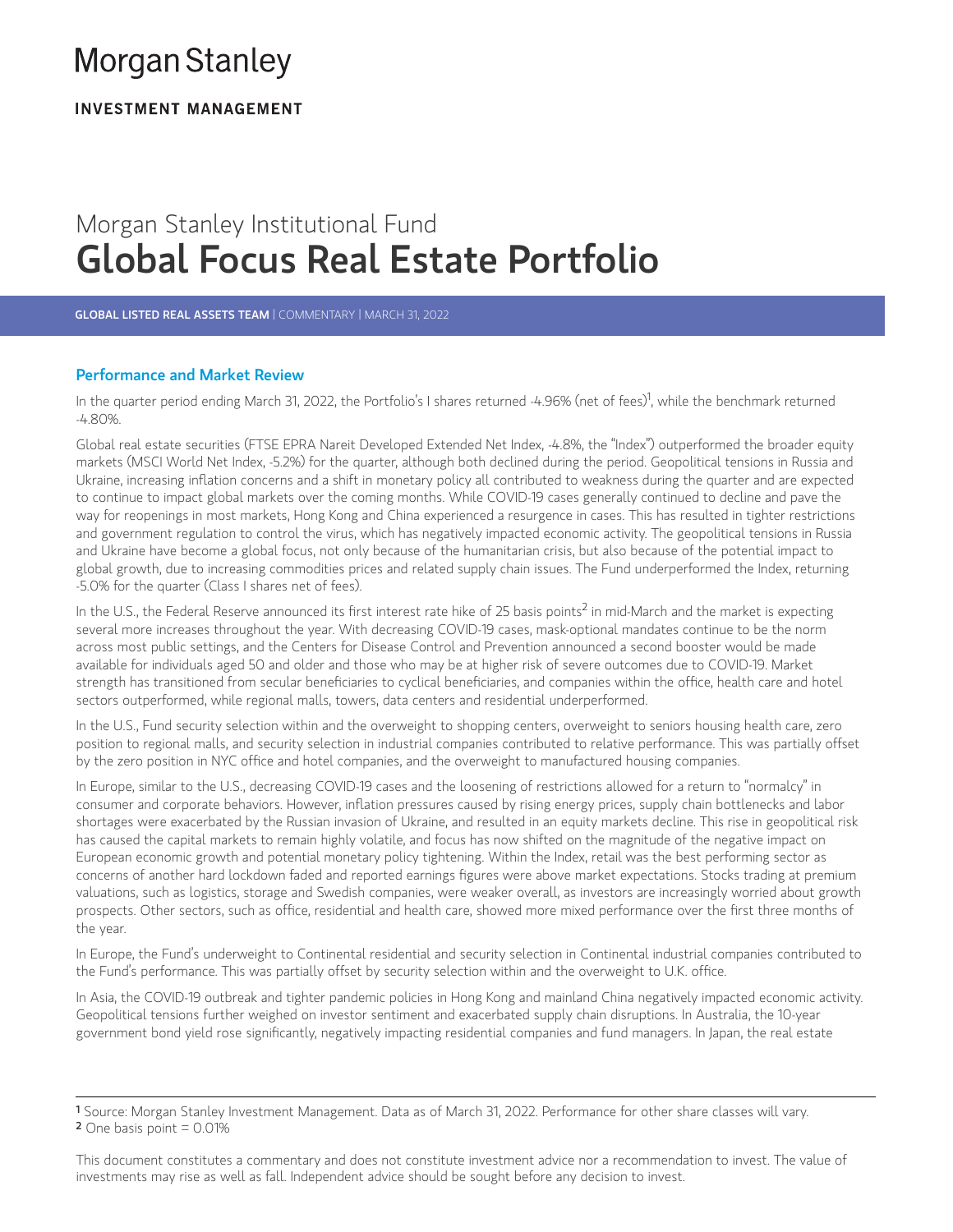# Morgan Stanley

**INVESTMENT MANAGEMENT**

Morgan Stanley Institutional Fund

# Global Focus Real Estate Portfolio

**GLOBAL LISTED REAL ASSETS TEAM** | COMMENTARY | MARCH 31, 2022

## Performance and Market Review

In the quarter period ending March 31, 2022, the Portfolio's I shares returned -4.96% (net of fees)[1], while the benchmark returned -4.80%.

Global real estate securities (FTSE EPRA Nareit Developed Extended Net Index, -4.8%, the "Index") outperformed the broader equity markets (MSCI World Net Index, -5.2%) for the quarter, although both declined during the period. Geopolitical tensions in Russia and Ukraine, increasing inflation concerns and a shift in monetary policy all contributed to weakness during the quarter and are expected to continue to impact global markets over the coming months. While COVID-19 cases generally continued to decline and pave the way for reopenings in most markets, Hong Kong and China experienced a resurgence in cases. This has resulted in tighter restrictions and government regulation to control the virus, which has negatively impacted economic activity. The geopolitical tensions in Russia and Ukraine have become a global focus, not only because of the humanitarian crisis, but also because of the potential impact to global growth, due to increasing commodities prices and related supply chain issues. The Fund underperformed the Index, returning -5.0% for the quarter (Class I shares net of fees).

In the U.S., the Federal Reserve announced its first interest rate hike of 25 basis points[2] in mid-March and the market is expecting several more increases throughout the year. With decreasing COVID-19 cases, mask-optional mandates continue to be the norm across most public settings, and the Centers for Disease Control and Prevention announced a second booster would be made available for individuals aged 50 and older and those who may be at higher risk of severe outcomes due to COVID-19. Market strength has transitioned from secular beneficiaries to cyclical beneficiaries, and companies within the office, health care and hotel sectors outperformed, while regional malls, towers, data centers and residential underperformed.

In the U.S., Fund security selection within and the overweight to shopping centers, overweight to seniors housing health care, zero position to regional malls, and security selection in industrial companies contributed to relative performance. This was partially offset by the zero position in NYC office and hotel companies, and the overweight to manufactured housing companies.

In Europe, similar to the U.S., decreasing COVID-19 cases and the loosening of restrictions allowed for a return to "normalcy" in consumer and corporate behaviors. However, inflation pressures caused by rising energy prices, supply chain bottlenecks and labor shortages were exacerbated by the Russian invasion of Ukraine, and resulted in an equity markets decline. This rise in geopolitical risk has caused the capital markets to remain highly volatile, and focus has now shifted on the magnitude of the negative impact on European economic growth and potential monetary policy tightening. Within the Index, retail was the best performing sector as concerns of another hard lockdown faded and reported earnings figures were above market expectations. Stocks trading at premium valuations, such as logistics, storage and Swedish companies, were weaker overall, as investors are increasingly worried about growth prospects. Other sectors, such as office, residential and health care, showed more mixed performance over the first three months of the year.

In Europe, the Fund's underweight to Continental residential and security selection in Continental industrial companies contributed to the Fund's performance. This was partially offset by security selection within and the overweight to U.K. office.

In Asia, the COVID-19 outbreak and tighter pandemic policies in Hong Kong and mainland China negatively impacted economic activity. Geopolitical tensions further weighed on investor sentiment and exacerbated supply chain disruptions. In Australia, the 10-year government bond yield rose significantly, negatively impacting residential companies and fund managers. In Japan, the real estate

---

[1] Source: Morgan Stanley Investment Management. Data as of March 31, 2022. Performance for other share classes will vary.
[2] One basis point = 0.01%

This document constitutes a commentary and does not constitute investment advice nor a recommendation to invest. The value of investments may rise as well as fall. Independent advice should be sought before any decision to invest.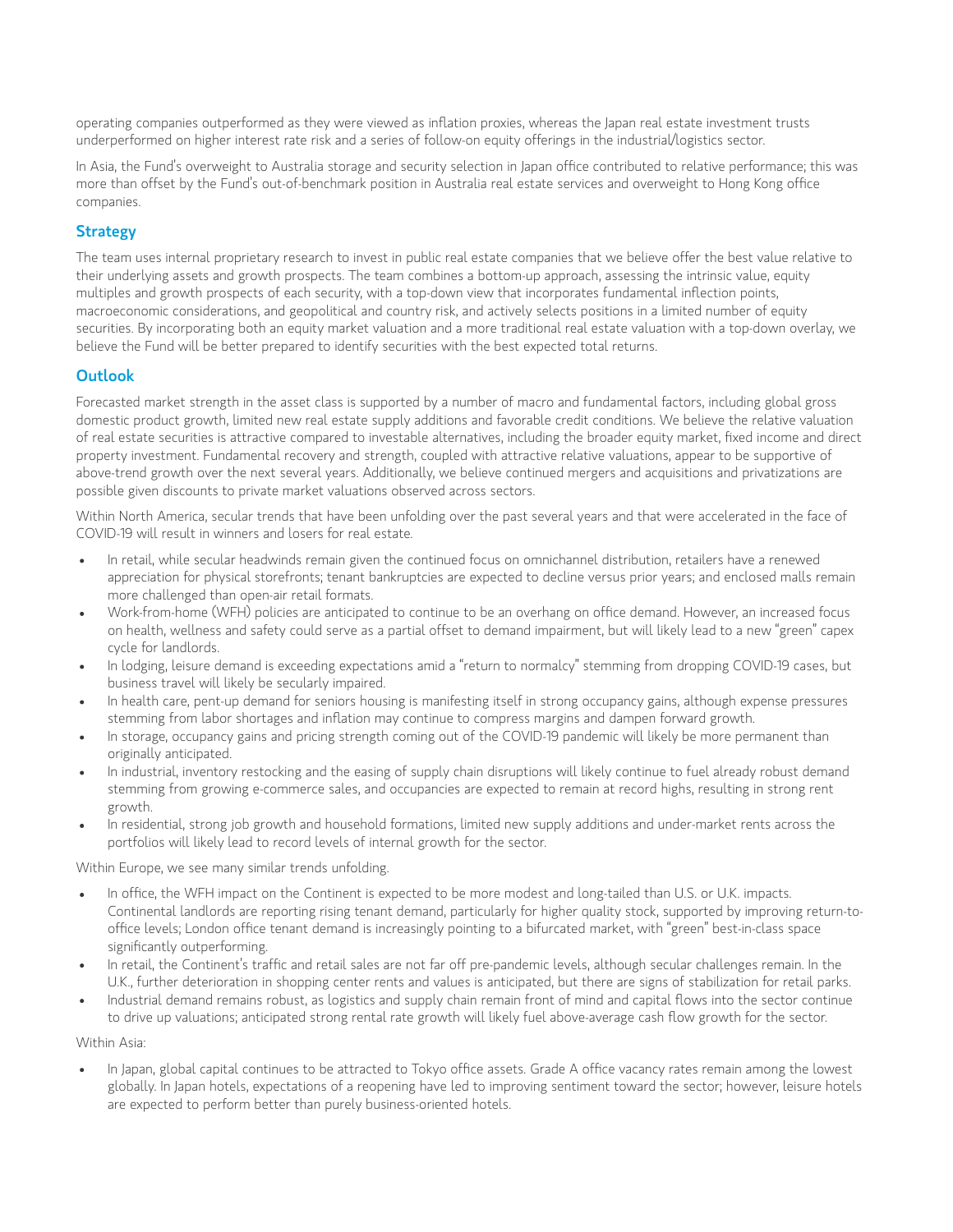operating companies outperformed as they were viewed as inflation proxies, whereas the Japan real estate investment trusts underperformed on higher interest rate risk and a series of follow-on equity offerings in the industrial/logistics sector.

In Asia, the Fund's overweight to Australia storage and security selection in Japan office contributed to relative performance; this was more than offset by the Fund's out-of-benchmark position in Australia real estate services and overweight to Hong Kong office companies.

## Strategy

The team uses internal proprietary research to invest in public real estate companies that we believe offer the best value relative to their underlying assets and growth prospects. The team combines a bottom-up approach, assessing the intrinsic value, equity multiples and growth prospects of each security, with a top-down view that incorporates fundamental inflection points, macroeconomic considerations, and geopolitical and country risk, and actively selects positions in a limited number of equity securities. By incorporating both an equity market valuation and a more traditional real estate valuation with a top-down overlay, we believe the Fund will be better prepared to identify securities with the best expected total returns.

## Outlook

Forecasted market strength in the asset class is supported by a number of macro and fundamental factors, including global gross domestic product growth, limited new real estate supply additions and favorable credit conditions. We believe the relative valuation of real estate securities is attractive compared to investable alternatives, including the broader equity market, fixed income and direct property investment. Fundamental recovery and strength, coupled with attractive relative valuations, appear to be supportive of above-trend growth over the next several years. Additionally, we believe continued mergers and acquisitions and privatizations are possible given discounts to private market valuations observed across sectors.

Within North America, secular trends that have been unfolding over the past several years and that were accelerated in the face of COVID-19 will result in winners and losers for real estate.

- In retail, while secular headwinds remain given the continued focus on omnichannel distribution, retailers have a renewed appreciation for physical storefronts; tenant bankruptcies are expected to decline versus prior years; and enclosed malls remain more challenged than open-air retail formats.
- Work-from-home (WFH) policies are anticipated to continue to be an overhang on office demand. However, an increased focus on health, wellness and safety could serve as a partial offset to demand impairment, but will likely lead to a new "green" capex cycle for landlords.
- In lodging, leisure demand is exceeding expectations amid a "return to normalcy" stemming from dropping COVID-19 cases, but business travel will likely be secularly impaired.
- In health care, pent-up demand for seniors housing is manifesting itself in strong occupancy gains, although expense pressures stemming from labor shortages and inflation may continue to compress margins and dampen forward growth.
- In storage, occupancy gains and pricing strength coming out of the COVID-19 pandemic will likely be more permanent than originally anticipated.
- In industrial, inventory restocking and the easing of supply chain disruptions will likely continue to fuel already robust demand stemming from growing e-commerce sales, and occupancies are expected to remain at record highs, resulting in strong rent growth.
- In residential, strong job growth and household formations, limited new supply additions and under-market rents across the portfolios will likely lead to record levels of internal growth for the sector.

Within Europe, we see many similar trends unfolding.

- In office, the WFH impact on the Continent is expected to be more modest and long-tailed than U.S. or U.K. impacts. Continental landlords are reporting rising tenant demand, particularly for higher quality stock, supported by improving return-to-office levels; London office tenant demand is increasingly pointing to a bifurcated market, with "green" best-in-class space significantly outperforming.
- In retail, the Continent's traffic and retail sales are not far off pre-pandemic levels, although secular challenges remain. In the U.K., further deterioration in shopping center rents and values is anticipated, but there are signs of stabilization for retail parks.
- Industrial demand remains robust, as logistics and supply chain remain front of mind and capital flows into the sector continue to drive up valuations; anticipated strong rental rate growth will likely fuel above-average cash flow growth for the sector.

Within Asia:

- In Japan, global capital continues to be attracted to Tokyo office assets. Grade A office vacancy rates remain among the lowest globally. In Japan hotels, expectations of a reopening have led to improving sentiment toward the sector; however, leisure hotels are expected to perform better than purely business-oriented hotels.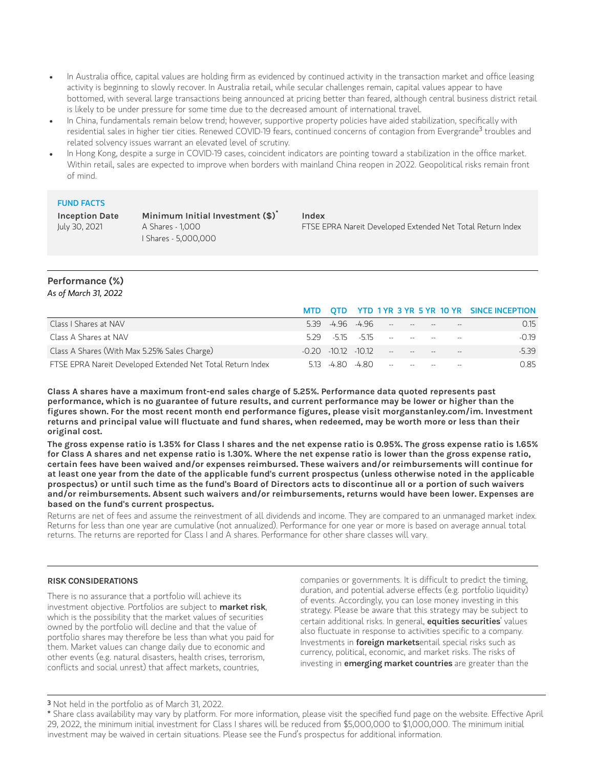- In Australia office, capital values are holding firm as evidenced by continued activity in the transaction market and office leasing activity is beginning to slowly recover. In Australia retail, while secular challenges remain, capital values appear to have bottomed, with several large transactions being announced at pricing better than feared, although central business district retail is likely to be under pressure for some time due to the decreased amount of international travel.
- In China, fundamentals remain below trend; however, supportive property policies have aided stabilization, specifically with residential sales in higher tier cities. Renewed COVID-19 fears, continued concerns of contagion from Evergrande[3] troubles and related solvency issues warrant an elevated level of scrutiny.
- In Hong Kong, despite a surge in COVID-19 cases, coincident indicators are pointing toward a stabilization in the office market. Within retail, sales are expected to improve when borders with mainland China reopen in 2022. Geopolitical risks remain front of mind.

**FUND FACTS**

| Inception Date | Minimum Initial Investment ($)* | Index |
|---|---|---|
| July 30, 2021 | A Shares - 1,000<br>I Shares - 5,000,000 | FTSE EPRA Nareit Developed Extended Net Total Return Index |

## Performance (%)

*As of March 31, 2022*

| | MTD | QTD | YTD | 1 YR | 3 YR | 5 YR | 10 YR | SINCE INCEPTION |
|---|---|---|---|---|---|---|---|---|
| Class I Shares at NAV | 5.39 | -4.96 | -4.96 | -- | -- | -- | -- | 0.15 |
| Class A Shares at NAV | 5.29 | -5.15 | -5.15 | -- | -- | -- | -- | -0.19 |
| Class A Shares (With Max 5.25% Sales Charge) | -0.20 | -10.12 | -10.12 | -- | -- | -- | -- | -5.39 |
| FTSE EPRA Nareit Developed Extended Net Total Return Index | 5.13 | -4.80 | -4.80 | -- | -- | -- | -- | 0.85 |

**Class A shares have a maximum front-end sales charge of 5.25%. Performance data quoted represents past performance, which is no guarantee of future results, and current performance may be lower or higher than the figures shown. For the most recent month end performance figures, please visit morganstanley.com/im. Investment returns and principal value will fluctuate and fund shares, when redeemed, may be worth more or less than their original cost.**

**The gross expense ratio is 1.35% for Class I shares and the net expense ratio is 0.95%. The gross expense ratio is 1.65% for Class A shares and net expense ratio is 1.30%. Where the net expense ratio is lower than the gross expense ratio, certain fees have been waived and/or expenses reimbursed. These waivers and/or reimbursements will continue for at least one year from the date of the applicable fund's current prospectus (unless otherwise noted in the applicable prospectus) or until such time as the fund's Board of Directors acts to discontinue all or a portion of such waivers and/or reimbursements. Absent such waivers and/or reimbursements, returns would have been lower. Expenses are based on the fund's current prospectus.**

Returns are net of fees and assume the reinvestment of all dividends and income. They are compared to an unmanaged market index. Returns for less than one year are cumulative (not annualized). Performance for one year or more is based on average annual total returns. The returns are reported for Class I and A shares. Performance for other share classes will vary.

### RISK CONSIDERATIONS

There is no assurance that a portfolio will achieve its investment objective. Portfolios are subject to **market risk**, which is the possibility that the market values of securities owned by the portfolio will decline and that the value of portfolio shares may therefore be less than what you paid for them. Market values can change daily due to economic and other events (e.g. natural disasters, health crises, terrorism, conflicts and social unrest) that affect markets, countries, companies or governments. It is difficult to predict the timing, duration, and potential adverse effects (e.g. portfolio liquidity) of events. Accordingly, you can lose money investing in this strategy. Please be aware that this strategy may be subject to certain additional risks. In general, **equities securities**' values also fluctuate in response to activities specific to a company. Investments in **foreign markets**entail special risks such as currency, political, economic, and market risks. The risks of investing in **emerging market countries** are greater than the

[3] Not held in the portfolio as of March 31, 2022.

\* Share class availability may vary by platform. For more information, please visit the specified fund page on the website. Effective April 29, 2022, the minimum initial investment for Class I shares will be reduced from $5,000,000 to $1,000,000. The minimum initial investment may be waived in certain situations. Please see the Fund's prospectus for additional information.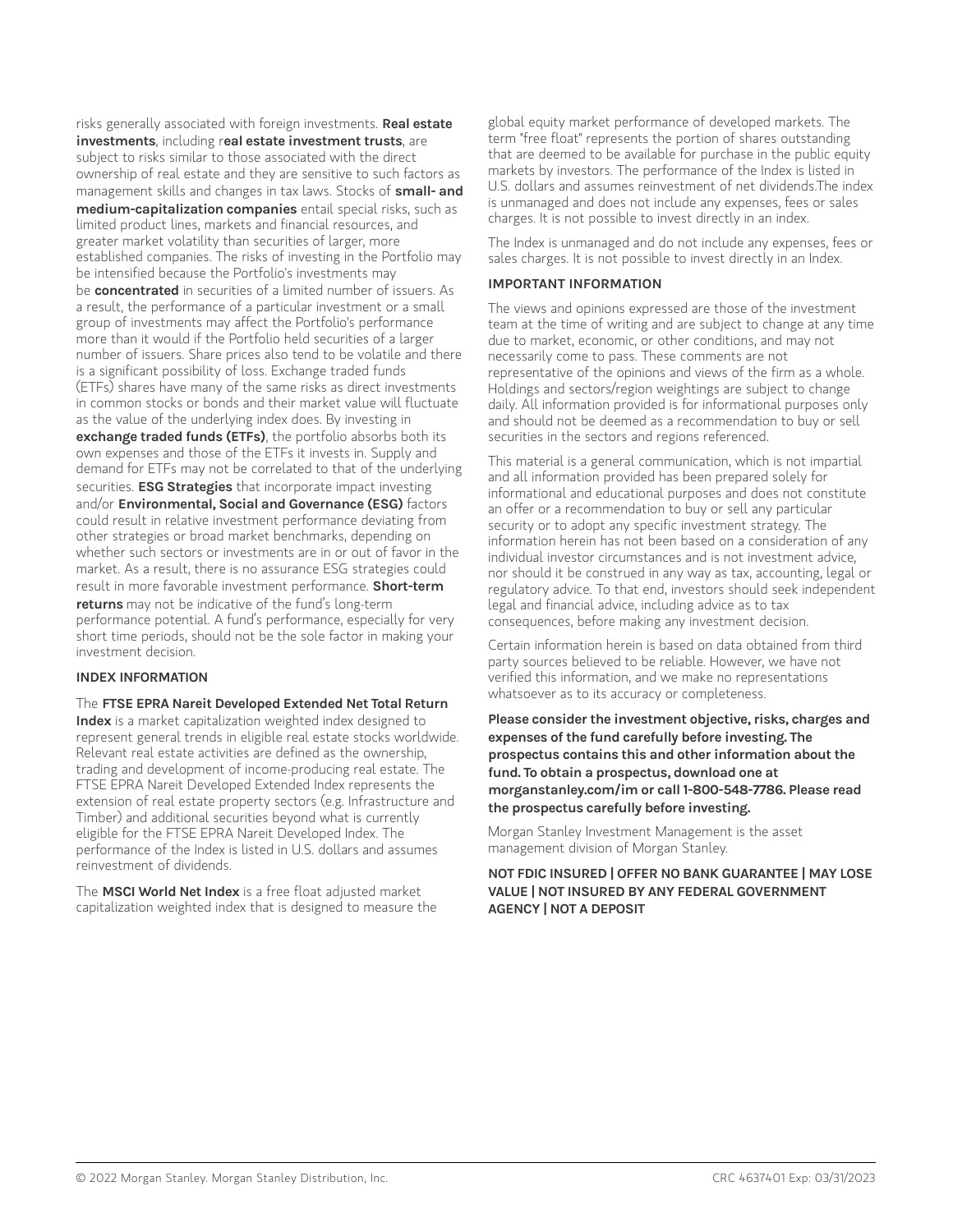risks generally associated with foreign investments. **Real estate investments**, including r**eal estate investment trusts**, are subject to risks similar to those associated with the direct ownership of real estate and they are sensitive to such factors as management skills and changes in tax laws. Stocks of **small- and medium-capitalization companies** entail special risks, such as limited product lines, markets and financial resources, and greater market volatility than securities of larger, more established companies. The risks of investing in the Portfolio may be intensified because the Portfolio's investments may be **concentrated** in securities of a limited number of issuers. As a result, the performance of a particular investment or a small group of investments may affect the Portfolio's performance more than it would if the Portfolio held securities of a larger number of issuers. Share prices also tend to be volatile and there is a significant possibility of loss. Exchange traded funds (ETFs) shares have many of the same risks as direct investments in common stocks or bonds and their market value will fluctuate as the value of the underlying index does. By investing in **exchange traded funds (ETFs)**, the portfolio absorbs both its own expenses and those of the ETFs it invests in. Supply and demand for ETFs may not be correlated to that of the underlying securities. **ESG Strategies** that incorporate impact investing and/or **Environmental, Social and Governance (ESG)** factors could result in relative investment performance deviating from other strategies or broad market benchmarks, depending on whether such sectors or investments are in or out of favor in the market. As a result, there is no assurance ESG strategies could result in more favorable investment performance. **Short-term returns** may not be indicative of the fund's long-term performance potential. A fund's performance, especially for very short time periods, should not be the sole factor in making your investment decision.

### INDEX INFORMATION

The **FTSE EPRA Nareit Developed Extended Net Total Return Index** is a market capitalization weighted index designed to represent general trends in eligible real estate stocks worldwide. Relevant real estate activities are defined as the ownership, trading and development of income-producing real estate. The FTSE EPRA Nareit Developed Extended Index represents the extension of real estate property sectors (e.g. Infrastructure and Timber) and additional securities beyond what is currently eligible for the FTSE EPRA Nareit Developed Index. The performance of the Index is listed in U.S. dollars and assumes reinvestment of dividends.

The **MSCI World Net Index** is a free float adjusted market capitalization weighted index that is designed to measure the global equity market performance of developed markets. The term "free float" represents the portion of shares outstanding that are deemed to be available for purchase in the public equity markets by investors. The performance of the Index is listed in U.S. dollars and assumes reinvestment of net dividends.The index is unmanaged and does not include any expenses, fees or sales charges. It is not possible to invest directly in an index.

The Index is unmanaged and do not include any expenses, fees or sales charges. It is not possible to invest directly in an Index.

### IMPORTANT INFORMATION

The views and opinions expressed are those of the investment team at the time of writing and are subject to change at any time due to market, economic, or other conditions, and may not necessarily come to pass. These comments are not representative of the opinions and views of the firm as a whole. Holdings and sectors/region weightings are subject to change daily. All information provided is for informational purposes only and should not be deemed as a recommendation to buy or sell securities in the sectors and regions referenced.

This material is a general communication, which is not impartial and all information provided has been prepared solely for informational and educational purposes and does not constitute an offer or a recommendation to buy or sell any particular security or to adopt any specific investment strategy. The information herein has not been based on a consideration of any individual investor circumstances and is not investment advice, nor should it be construed in any way as tax, accounting, legal or regulatory advice. To that end, investors should seek independent legal and financial advice, including advice as to tax consequences, before making any investment decision.

Certain information herein is based on data obtained from third party sources believed to be reliable. However, we have not verified this information, and we make no representations whatsoever as to its accuracy or completeness.

**Please consider the investment objective, risks, charges and expenses of the fund carefully before investing. The prospectus contains this and other information about the fund. To obtain a prospectus, download one at morganstanley.com/im or call 1-800-548-7786. Please read the prospectus carefully before investing.**

Morgan Stanley Investment Management is the asset management division of Morgan Stanley.

**NOT FDIC INSURED | OFFER NO BANK GUARANTEE | MAY LOSE VALUE | NOT INSURED BY ANY FEDERAL GOVERNMENT AGENCY | NOT A DEPOSIT**

© 2022 Morgan Stanley. Morgan Stanley Distribution, Inc.

CRC 4637401 Exp: 03/31/2023